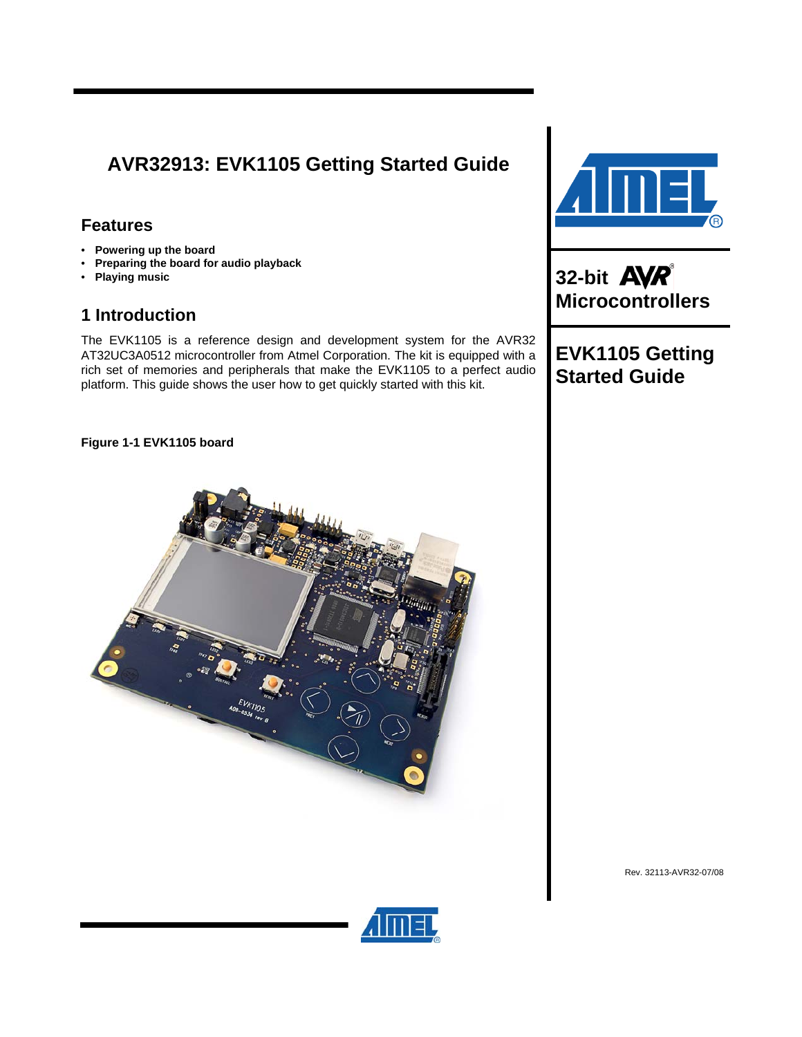# AVR32913: EVK1105 Getting Started Guide

## Features

- **Powering up the board**
- **Preparing the board for audio playback**
- **Playing music**

## 1 Introduction

The EVK1105 is a reference design and development system for the AVR32 AT32UC3A0512 microcontroller from Atmel Corporation. The kit is equipped with a rich set of memories and peripherals that make the EVK1105 to a perfect audio platform. This guide shows the user how to get quickly started with this kit.

**Figure 1-1 EVK1105 board**

**32-bit AVR® Microcontrollers**

**EVK1105 Getting Started Guide**

Rev. 32113-AVR32-07/08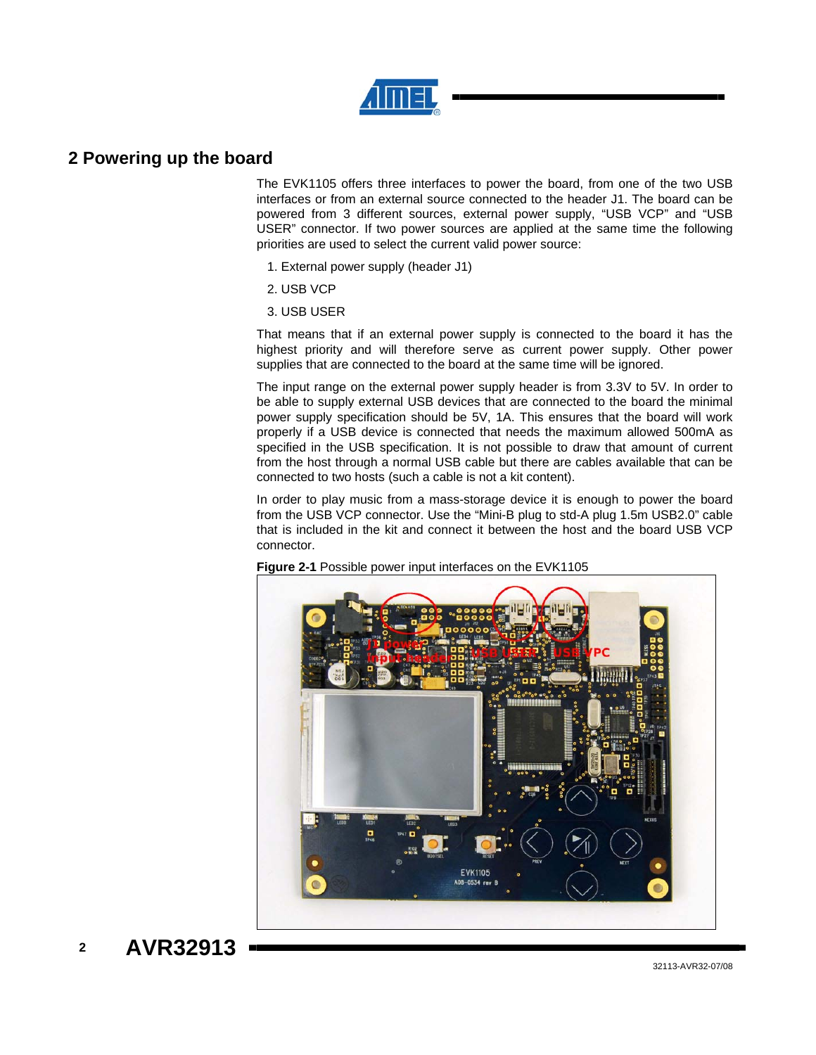## 2 Powering up the board

The EVK1105 offers three interfaces to power the board, from one of the two USB interfaces or from an external source connected to the header J1. The board can be powered from 3 different sources, external power supply, "USB VCP" and "USB USER" connector. If two power sources are applied at the same time the following priorities are used to select the current valid power source:

1. External power supply (header J1)
2. USB VCP
3. USB USER

That means that if an external power supply is connected to the board it has the highest priority and will therefore serve as current power supply. Other power supplies that are connected to the board at the same time will be ignored.

The input range on the external power supply header is from 3.3V to 5V. In order to be able to supply external USB devices that are connected to the board the minimal power supply specification should be 5V, 1A. This ensures that the board will work properly if a USB device is connected that needs the maximum allowed 500mA as specified in the USB specification. It is not possible to draw that amount of current from the host through a normal USB cable but there are cables available that can be connected to two hosts (such a cable is not a kit content).

In order to play music from a mass-storage device it is enough to power the board from the USB VCP connector. Use the "Mini-B plug to std-A plug 1.5m USB2.0" cable that is included in the kit and connect it between the host and the board USB VCP connector.

**Figure 2-1** Possible power input interfaces on the EVK1105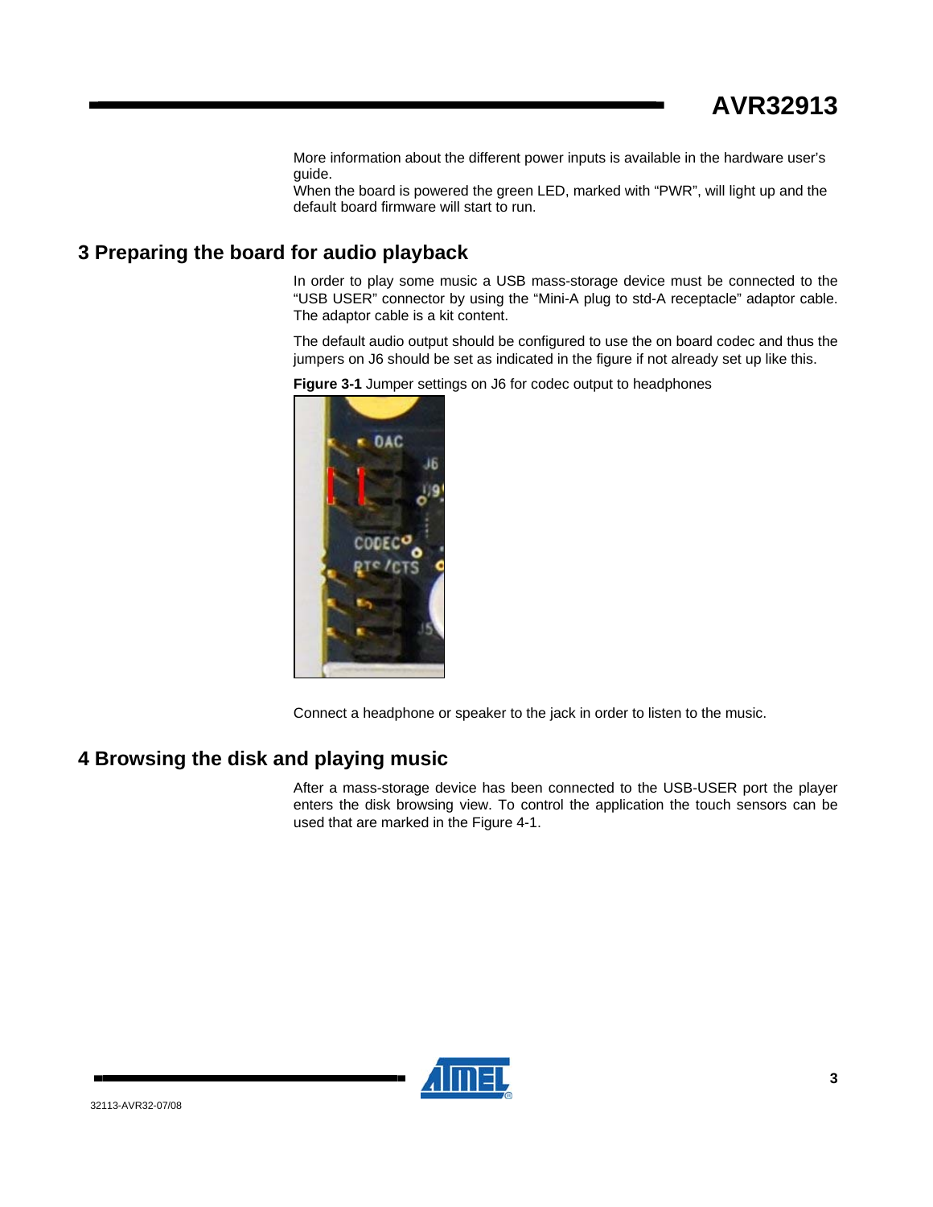More information about the different power inputs is available in the hardware user's guide.
When the board is powered the green LED, marked with "PWR", will light up and the default board firmware will start to run.

# 3 Preparing the board for audio playback

In order to play some music a USB mass-storage device must be connected to the "USB USER" connector by using the "Mini-A plug to std-A receptacle" adaptor cable. The adaptor cable is a kit content.

The default audio output should be configured to use the on board codec and thus the jumpers on J6 should be set as indicated in the figure if not already set up like this.

**Figure 3-1** Jumper settings on J6 for codec output to headphones

Connect a headphone or speaker to the jack in order to listen to the music.

# 4 Browsing the disk and playing music

After a mass-storage device has been connected to the USB-USER port the player enters the disk browsing view. To control the application the touch sensors can be used that are marked in the Figure 4-1.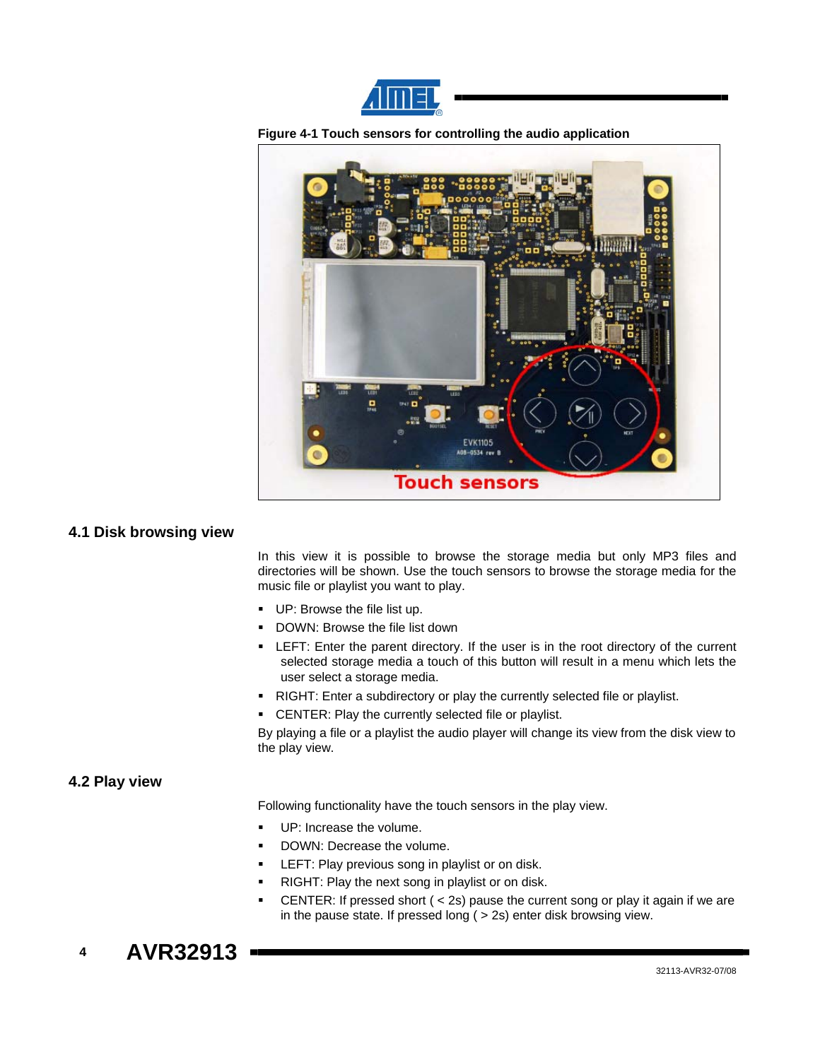**Figure 4-1 Touch sensors for controlling the audio application**

## 4.1 Disk browsing view

In this view it is possible to browse the storage media but only MP3 files and directories will be shown. Use the touch sensors to browse the storage media for the music file or playlist you want to play.

- UP: Browse the file list up.
- DOWN: Browse the file list down
- LEFT: Enter the parent directory. If the user is in the root directory of the current selected storage media a touch of this button will result in a menu which lets the user select a storage media.
- RIGHT: Enter a subdirectory or play the currently selected file or playlist.
- CENTER: Play the currently selected file or playlist.

By playing a file or a playlist the audio player will change its view from the disk view to the play view.

## 4.2 Play view

Following functionality have the touch sensors in the play view.

- UP: Increase the volume.
- DOWN: Decrease the volume.
- LEFT: Play previous song in playlist or on disk.
- RIGHT: Play the next song in playlist or on disk.
- CENTER: If pressed short ( < 2s) pause the current song or play it again if we are in the pause state. If pressed long ( > 2s) enter disk browsing view.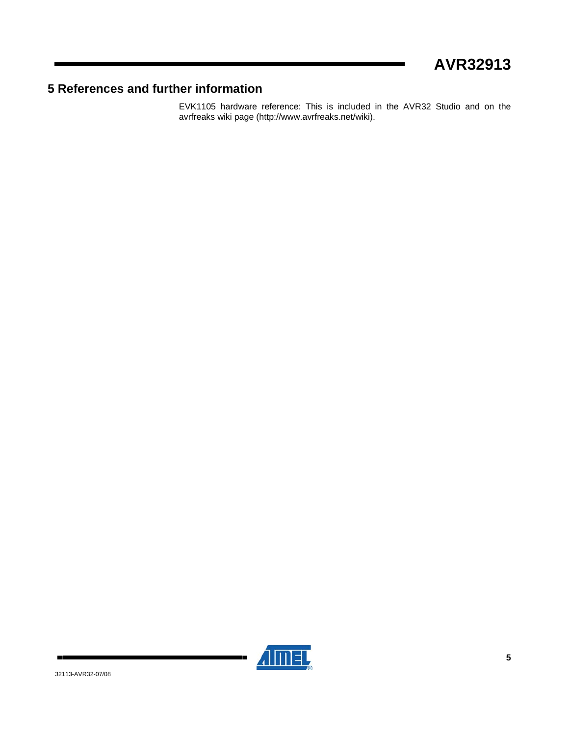# 5 References and further information

EVK1105 hardware reference: This is included in the AVR32 Studio and on the avrfreaks wiki page (http://www.avrfreaks.net/wiki).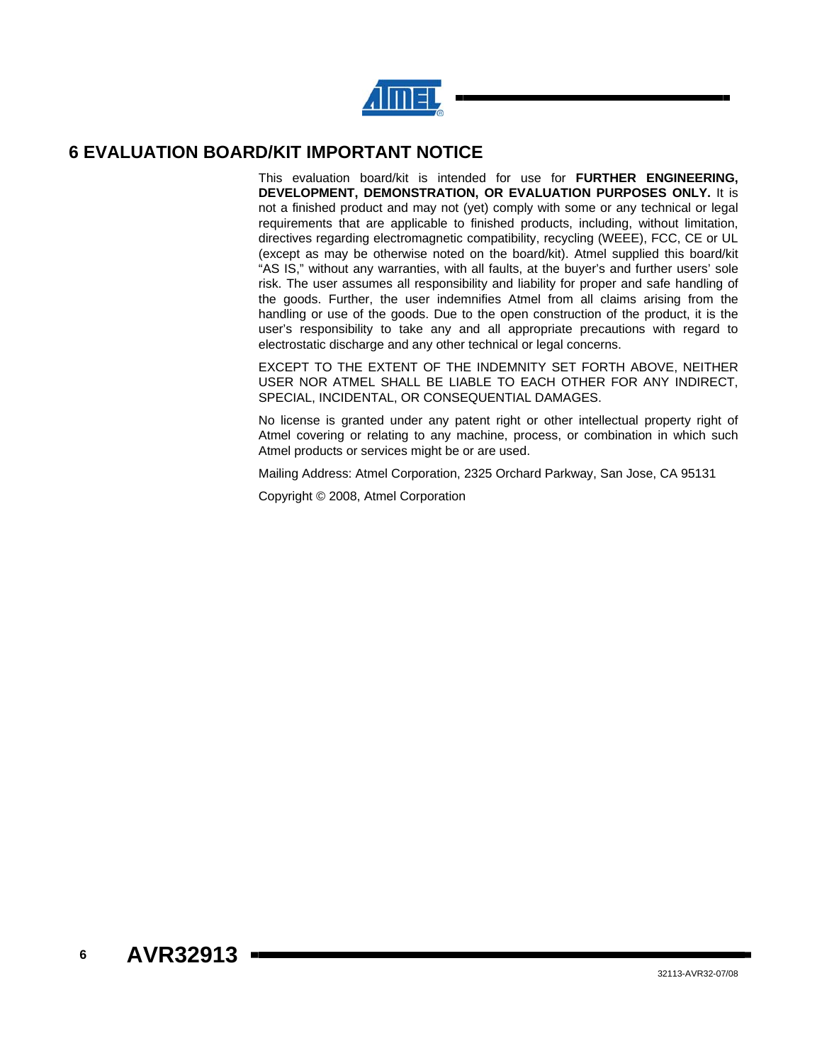# 6 EVALUATION BOARD/KIT IMPORTANT NOTICE

This evaluation board/kit is intended for use for **FURTHER ENGINEERING, DEVELOPMENT, DEMONSTRATION, OR EVALUATION PURPOSES ONLY.** It is not a finished product and may not (yet) comply with some or any technical or legal requirements that are applicable to finished products, including, without limitation, directives regarding electromagnetic compatibility, recycling (WEEE), FCC, CE or UL (except as may be otherwise noted on the board/kit). Atmel supplied this board/kit "AS IS," without any warranties, with all faults, at the buyer's and further users' sole risk. The user assumes all responsibility and liability for proper and safe handling of the goods. Further, the user indemnifies Atmel from all claims arising from the handling or use of the goods. Due to the open construction of the product, it is the user's responsibility to take any and all appropriate precautions with regard to electrostatic discharge and any other technical or legal concerns.

EXCEPT TO THE EXTENT OF THE INDEMNITY SET FORTH ABOVE, NEITHER USER NOR ATMEL SHALL BE LIABLE TO EACH OTHER FOR ANY INDIRECT, SPECIAL, INCIDENTAL, OR CONSEQUENTIAL DAMAGES.

No license is granted under any patent right or other intellectual property right of Atmel covering or relating to any machine, process, or combination in which such Atmel products or services might be or are used.

Mailing Address: Atmel Corporation, 2325 Orchard Parkway, San Jose, CA 95131

Copyright © 2008, Atmel Corporation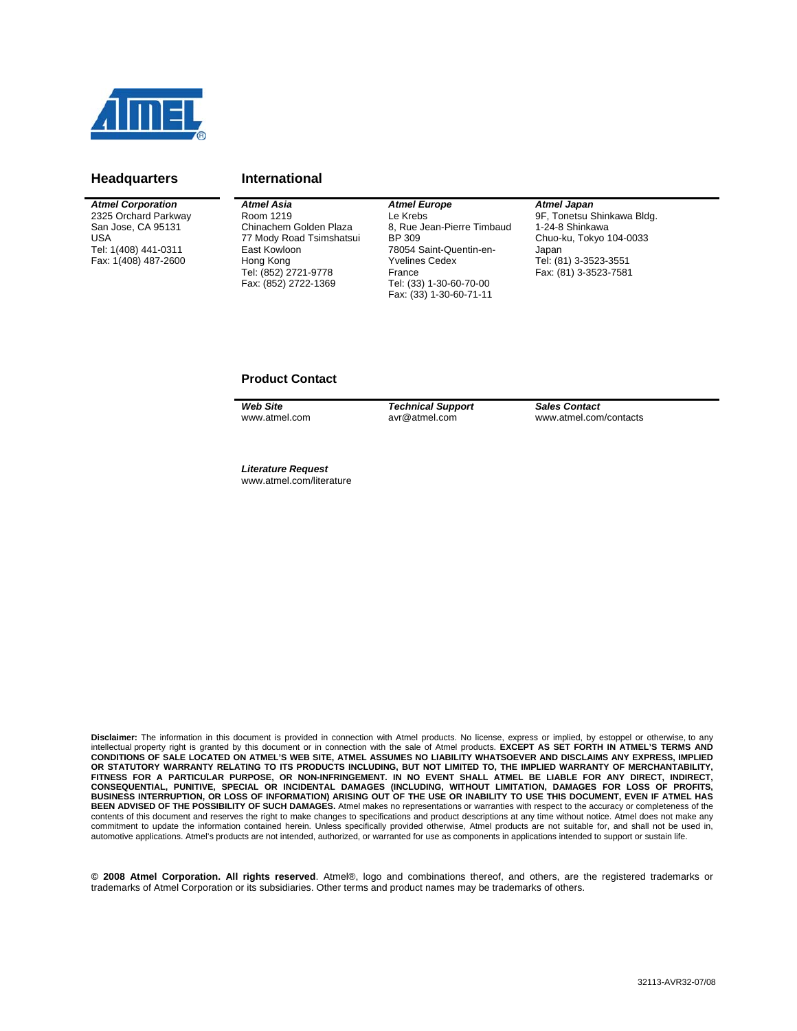## Headquarters

***Atmel Corporation***
2325 Orchard Parkway
San Jose, CA 95131
USA
Tel: 1(408) 441-0311
Fax: 1(408) 487-2600

## International

***Atmel Asia***
Room 1219
Chinachem Golden Plaza
77 Mody Road Tsimshatsui
East Kowloon
Hong Kong
Tel: (852) 2721-9778
Fax: (852) 2722-1369

***Atmel Europe***
Le Krebs
8, Rue Jean-Pierre Timbaud
BP 309
78054 Saint-Quentin-en-Yvelines Cedex
France
Tel: (33) 1-30-60-70-00
Fax: (33) 1-30-60-71-11

***Atmel Japan***
9F, Tonetsu Shinkawa Bldg.
1-24-8 Shinkawa
Chuo-ku, Tokyo 104-0033
Japan
Tel: (81) 3-3523-3551
Fax: (81) 3-3523-7581

## Product Contact

***Web Site***
www.atmel.com

***Technical Support***
avr@atmel.com

***Sales Contact***
www.atmel.com/contacts

***Literature Request***
www.atmel.com/literature

**Disclaimer:** The information in this document is provided in connection with Atmel products. No license, express or implied, by estoppel or otherwise, to any intellectual property right is granted by this document or in connection with the sale of Atmel products. **EXCEPT AS SET FORTH IN ATMEL'S TERMS AND CONDITIONS OF SALE LOCATED ON ATMEL'S WEB SITE, ATMEL ASSUMES NO LIABILITY WHATSOEVER AND DISCLAIMS ANY EXPRESS, IMPLIED OR STATUTORY WARRANTY RELATING TO ITS PRODUCTS INCLUDING, BUT NOT LIMITED TO, THE IMPLIED WARRANTY OF MERCHANTABILITY, FITNESS FOR A PARTICULAR PURPOSE, OR NON-INFRINGEMENT. IN NO EVENT SHALL ATMEL BE LIABLE FOR ANY DIRECT, INDIRECT, CONSEQUENTIAL, PUNITIVE, SPECIAL OR INCIDENTAL DAMAGES (INCLUDING, WITHOUT LIMITATION, DAMAGES FOR LOSS OF PROFITS, BUSINESS INTERRUPTION, OR LOSS OF INFORMATION) ARISING OUT OF THE USE OR INABILITY TO USE THIS DOCUMENT, EVEN IF ATMEL HAS BEEN ADVISED OF THE POSSIBILITY OF SUCH DAMAGES.** Atmel makes no representations or warranties with respect to the accuracy or completeness of the contents of this document and reserves the right to make changes to specifications and product descriptions at any time without notice. Atmel does not make any commitment to update the information contained herein. Unless specifically provided otherwise, Atmel products are not suitable for, and shall not be used in, automotive applications. Atmel's products are not intended, authorized, or warranted for use as components in applications intended to support or sustain life.

**© 2008 Atmel Corporation. All rights reserved**. Atmel®, logo and combinations thereof, and others, are the registered trademarks or trademarks of Atmel Corporation or its subsidiaries. Other terms and product names may be trademarks of others.

32113-AVR32-07/08